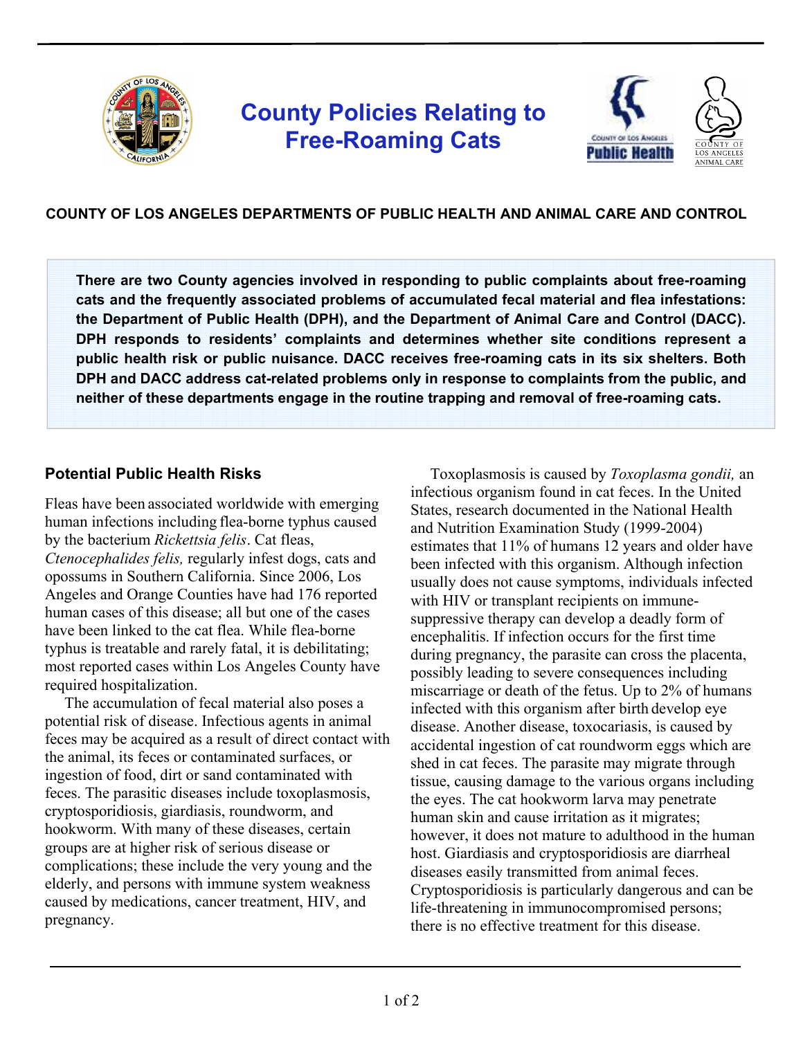# County Policies Relating to Free-Roaming Cats

**COUNTY OF LOS ANGELES DEPARTMENTS OF PUBLIC HEALTH AND ANIMAL CARE AND CONTROL**

**There are two County agencies involved in responding to public complaints about free-roaming cats and the frequently associated problems of accumulated fecal material and flea infestations: the Department of Public Health (DPH), and the Department of Animal Care and Control (DACC). DPH responds to residents' complaints and determines whether site conditions represent a public health risk or public nuisance. DACC receives free-roaming cats in its six shelters. Both DPH and DACC address cat-related problems only in response to complaints from the public, and neither of these departments engage in the routine trapping and removal of free-roaming cats.**

## Potential Public Health Risks

Fleas have been associated worldwide with emerging human infections including flea-borne typhus caused by the bacterium *Rickettsia felis*. Cat fleas, *Ctenocephalides felis,* regularly infest dogs, cats and opossums in Southern California. Since 2006, Los Angeles and Orange Counties have had 176 reported human cases of this disease; all but one of the cases have been linked to the cat flea. While flea-borne typhus is treatable and rarely fatal, it is debilitating; most reported cases within Los Angeles County have required hospitalization.

The accumulation of fecal material also poses a potential risk of disease. Infectious agents in animal feces may be acquired as a result of direct contact with the animal, its feces or contaminated surfaces, or ingestion of food, dirt or sand contaminated with feces. The parasitic diseases include toxoplasmosis, cryptosporidiosis, giardiasis, roundworm, and hookworm. With many of these diseases, certain groups are at higher risk of serious disease or complications; these include the very young and the elderly, and persons with immune system weakness caused by medications, cancer treatment, HIV, and pregnancy.

Toxoplasmosis is caused by *Toxoplasma gondii,* an infectious organism found in cat feces. In the United States, research documented in the National Health and Nutrition Examination Study (1999-2004) estimates that 11% of humans 12 years and older have been infected with this organism. Although infection usually does not cause symptoms, individuals infected with HIV or transplant recipients on immune-suppressive therapy can develop a deadly form of encephalitis. If infection occurs for the first time during pregnancy, the parasite can cross the placenta, possibly leading to severe consequences including miscarriage or death of the fetus. Up to 2% of humans infected with this organism after birth develop eye disease. Another disease, toxocariasis, is caused by accidental ingestion of cat roundworm eggs which are shed in cat feces. The parasite may migrate through tissue, causing damage to the various organs including the eyes. The cat hookworm larva may penetrate human skin and cause irritation as it migrates; however, it does not mature to adulthood in the human host. Giardiasis and cryptosporidiosis are diarrheal diseases easily transmitted from animal feces. Cryptosporidiosis is particularly dangerous and can be life-threatening in immunocompromised persons; there is no effective treatment for this disease.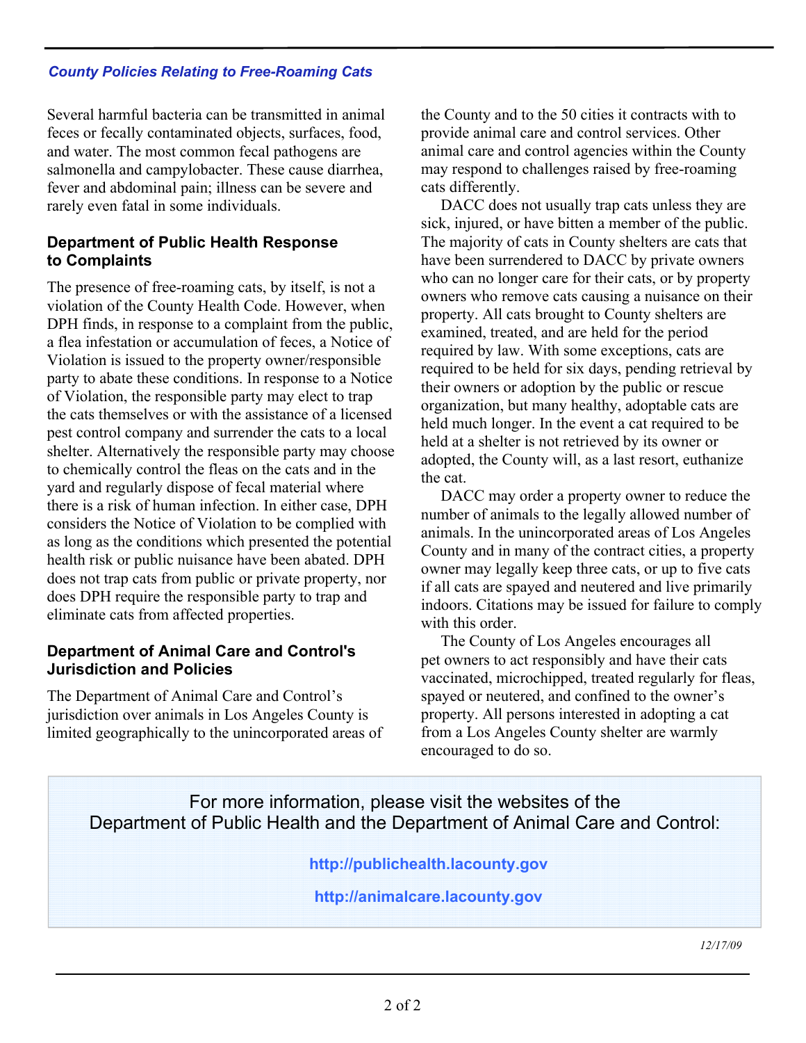Several harmful bacteria can be transmitted in animal feces or fecally contaminated objects, surfaces, food, and water. The most common fecal pathogens are salmonella and campylobacter. These cause diarrhea, fever and abdominal pain; illness can be severe and rarely even fatal in some individuals.

## Department of Public Health Response to Complaints

The presence of free-roaming cats, by itself, is not a violation of the County Health Code. However, when DPH finds, in response to a complaint from the public, a flea infestation or accumulation of feces, a Notice of Violation is issued to the property owner/responsible party to abate these conditions. In response to a Notice of Violation, the responsible party may elect to trap the cats themselves or with the assistance of a licensed pest control company and surrender the cats to a local shelter. Alternatively the responsible party may choose to chemically control the fleas on the cats and in the yard and regularly dispose of fecal material where there is a risk of human infection. In either case, DPH considers the Notice of Violation to be complied with as long as the conditions which presented the potential health risk or public nuisance have been abated. DPH does not trap cats from public or private property, nor does DPH require the responsible party to trap and eliminate cats from affected properties.

## Department of Animal Care and Control's Jurisdiction and Policies

The Department of Animal Care and Control's jurisdiction over animals in Los Angeles County is limited geographically to the unincorporated areas of the County and to the 50 cities it contracts with to provide animal care and control services. Other animal care and control agencies within the County may respond to challenges raised by free-roaming cats differently.

DACC does not usually trap cats unless they are sick, injured, or have bitten a member of the public. The majority of cats in County shelters are cats that have been surrendered to DACC by private owners who can no longer care for their cats, or by property owners who remove cats causing a nuisance on their property. All cats brought to County shelters are examined, treated, and are held for the period required by law. With some exceptions, cats are required to be held for six days, pending retrieval by their owners or adoption by the public or rescue organization, but many healthy, adoptable cats are held much longer. In the event a cat required to be held at a shelter is not retrieved by its owner or adopted, the County will, as a last resort, euthanize the cat.

DACC may order a property owner to reduce the number of animals to the legally allowed number of animals. In the unincorporated areas of Los Angeles County and in many of the contract cities, a property owner may legally keep three cats, or up to five cats if all cats are spayed and neutered and live primarily indoors. Citations may be issued for failure to comply with this order.

The County of Los Angeles encourages all pet owners to act responsibly and have their cats vaccinated, microchipped, treated regularly for fleas, spayed or neutered, and confined to the owner's property. All persons interested in adopting a cat from a Los Angeles County shelter are warmly encouraged to do so.

For more information, please visit the websites of the Department of Public Health and the Department of Animal Care and Control:

**http://publichealth.lacounty.gov**

**http://animalcare.lacounty.gov**

*12/17/09*